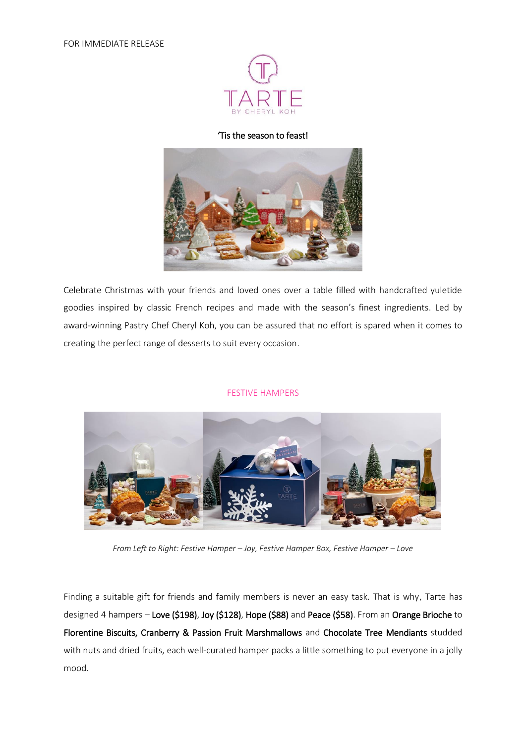FOR IMMEDIATE RELEASE

TARTE BY CHERYL KOH

'Tis the season to feast!

Celebrate Christmas with your friends and loved ones over a table filled with handcrafted yuletide goodies inspired by classic French recipes and made with the season's finest ingredients. Led by award-winning Pastry Chef Cheryl Koh, you can be assured that no effort is spared when it comes to creating the perfect range of desserts to suit every occasion.

## FESTIVE HAMPERS

*From Left to Right: Festive Hamper – Joy, Festive Hamper Box, Festive Hamper – Love*

Finding a suitable gift for friends and family members is never an easy task. That is why, Tarte has designed 4 hampers – **Love ($198)**, **Joy ($128)**, **Hope ($88)** and **Peace ($58)**. From an **Orange Brioche** to **Florentine Biscuits, Cranberry & Passion Fruit Marshmallows** and **Chocolate Tree Mendiants** studded with nuts and dried fruits, each well-curated hamper packs a little something to put everyone in a jolly mood.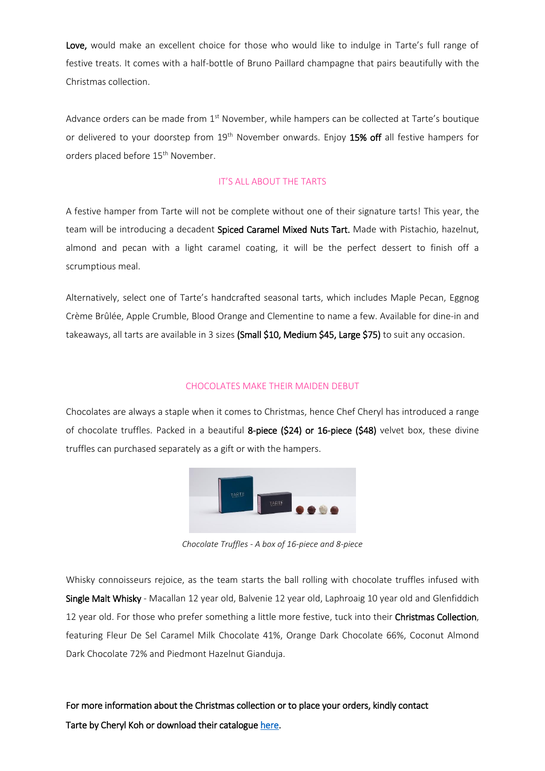**Love,** would make an excellent choice for those who would like to indulge in Tarte's full range of festive treats. It comes with a half-bottle of Bruno Paillard champagne that pairs beautifully with the Christmas collection.

Advance orders can be made from 1st November, while hampers can be collected at Tarte's boutique or delivered to your doorstep from 19th November onwards. Enjoy **15% off** all festive hampers for orders placed before 15th November.

## IT'S ALL ABOUT THE TARTS

A festive hamper from Tarte will not be complete without one of their signature tarts! This year, the team will be introducing a decadent **Spiced Caramel Mixed Nuts Tart.** Made with Pistachio, hazelnut, almond and pecan with a light caramel coating, it will be the perfect dessert to finish off a scrumptious meal.

Alternatively, select one of Tarte's handcrafted seasonal tarts, which includes Maple Pecan, Eggnog Crème Brûlée, Apple Crumble, Blood Orange and Clementine to name a few. Available for dine-in and takeaways, all tarts are available in 3 sizes **(Small $10, Medium $45, Large $75)** to suit any occasion.

## CHOCOLATES MAKE THEIR MAIDEN DEBUT

Chocolates are always a staple when it comes to Christmas, hence Chef Cheryl has introduced a range of chocolate truffles. Packed in a beautiful **8-piece ($24) or 16-piece ($48)** velvet box, these divine truffles can purchased separately as a gift or with the hampers.

*Chocolate Truffles - A box of 16-piece and 8-piece*

Whisky connoisseurs rejoice, as the team starts the ball rolling with chocolate truffles infused with **Single Malt Whisky** - Macallan 12 year old, Balvenie 12 year old, Laphroaig 10 year old and Glenfiddich 12 year old. For those who prefer something a little more festive, tuck into their **Christmas Collection**, featuring Fleur De Sel Caramel Milk Chocolate 41%, Orange Dark Chocolate 66%, Coconut Almond Dark Chocolate 72% and Piedmont Hazelnut Gianduja.

**For more information about the Christmas collection or to place your orders, kindly contact Tarte by Cheryl Koh or download their catalogue** [here](#).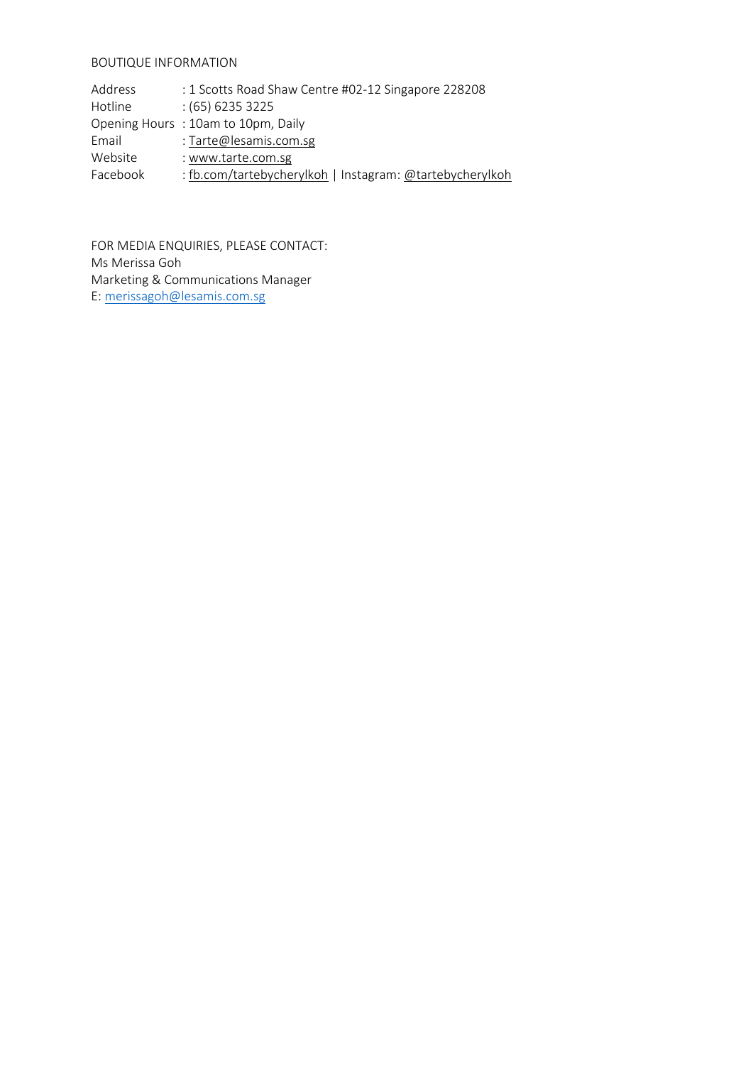BOUTIQUE INFORMATION

Address : 1 Scotts Road Shaw Centre #02-12 Singapore 228208
Hotline : (65) 6235 3225
Opening Hours : 10am to 10pm, Daily
Email : Tarte@lesamis.com.sg
Website : www.tarte.com.sg
Facebook : fb.com/tartebycherylkoh | Instagram: @tartebycherylkoh

FOR MEDIA ENQUIRIES, PLEASE CONTACT:
Ms Merissa Goh
Marketing & Communications Manager
E: merissagoh@lesamis.com.sg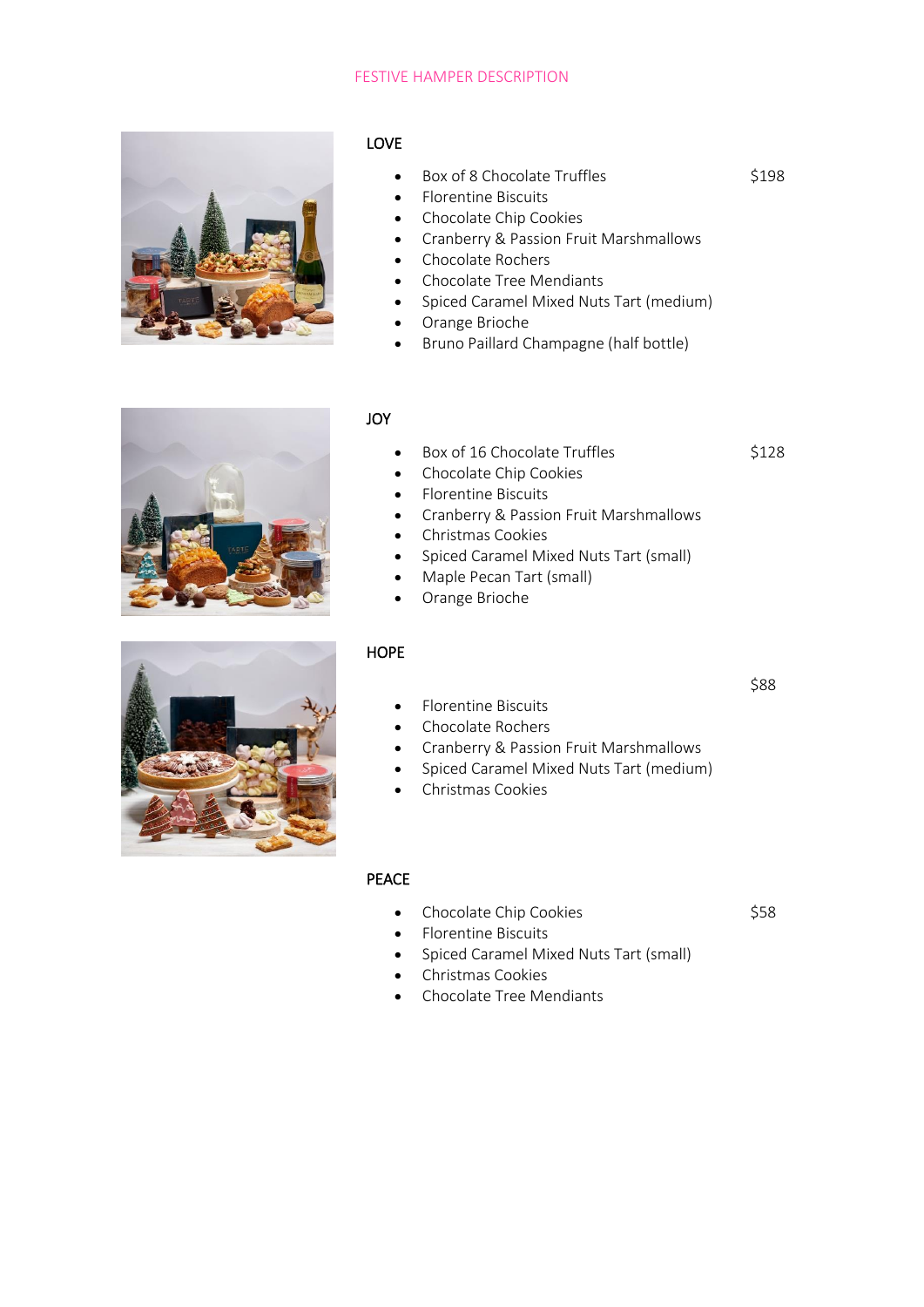FESTIVE HAMPER DESCRIPTION

## LOVE

$198

- Box of 8 Chocolate Truffles
- Florentine Biscuits
- Chocolate Chip Cookies
- Cranberry & Passion Fruit Marshmallows
- Chocolate Rochers
- Chocolate Tree Mendiants
- Spiced Caramel Mixed Nuts Tart (medium)
- Orange Brioche
- Bruno Paillard Champagne (half bottle)

## JOY

$128

- Box of 16 Chocolate Truffles
- Chocolate Chip Cookies
- Florentine Biscuits
- Cranberry & Passion Fruit Marshmallows
- Christmas Cookies
- Spiced Caramel Mixed Nuts Tart (small)
- Maple Pecan Tart (small)
- Orange Brioche

## HOPE

$88

- Florentine Biscuits
- Chocolate Rochers
- Cranberry & Passion Fruit Marshmallows
- Spiced Caramel Mixed Nuts Tart (medium)
- Christmas Cookies

## PEACE

$58

- Chocolate Chip Cookies
- Florentine Biscuits
- Spiced Caramel Mixed Nuts Tart (small)
- Christmas Cookies
- Chocolate Tree Mendiants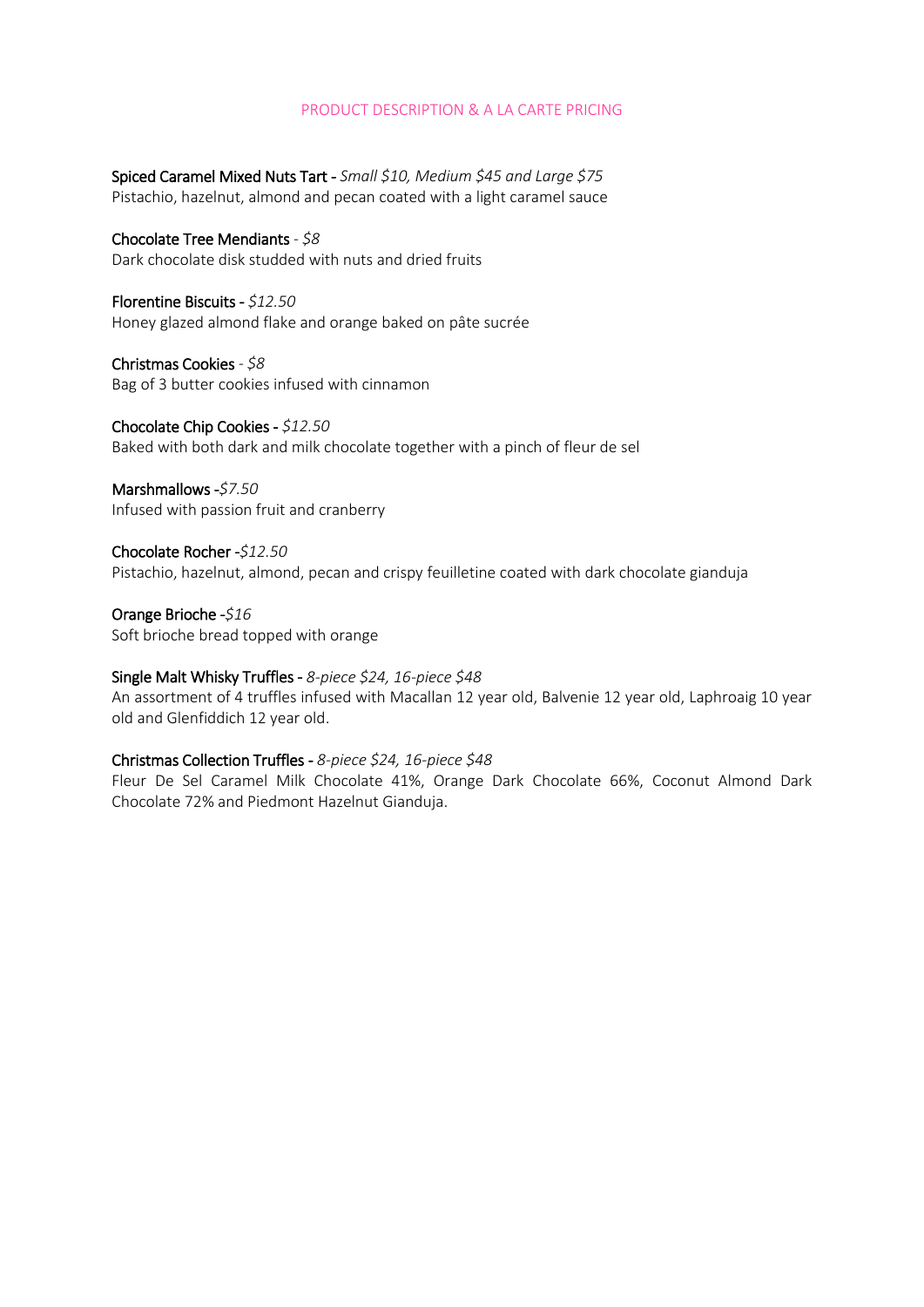## PRODUCT DESCRIPTION & A LA CARTE PRICING

**Spiced Caramel Mixed Nuts Tart** - *Small $10, Medium $45 and Large $75*
Pistachio, hazelnut, almond and pecan coated with a light caramel sauce

**Chocolate Tree Mendiants** - *$8*
Dark chocolate disk studded with nuts and dried fruits

**Florentine Biscuits** - *$12.50*
Honey glazed almond flake and orange baked on pâte sucrée

**Christmas Cookies** - *$8*
Bag of 3 butter cookies infused with cinnamon

**Chocolate Chip Cookies** - *$12.50*
Baked with both dark and milk chocolate together with a pinch of fleur de sel

**Marshmallows** -*$7.50*
Infused with passion fruit and cranberry

**Chocolate Rocher** -*$12.50*
Pistachio, hazelnut, almond, pecan and crispy feuilletine coated with dark chocolate gianduja

**Orange Brioche** -*$16*
Soft brioche bread topped with orange

**Single Malt Whisky Truffles** - *8-piece $24, 16-piece $48*
An assortment of 4 truffles infused with Macallan 12 year old, Balvenie 12 year old, Laphroaig 10 year old and Glenfiddich 12 year old.

**Christmas Collection Truffles** - *8-piece $24, 16-piece $48*
Fleur De Sel Caramel Milk Chocolate 41%, Orange Dark Chocolate 66%, Coconut Almond Dark Chocolate 72% and Piedmont Hazelnut Gianduja.